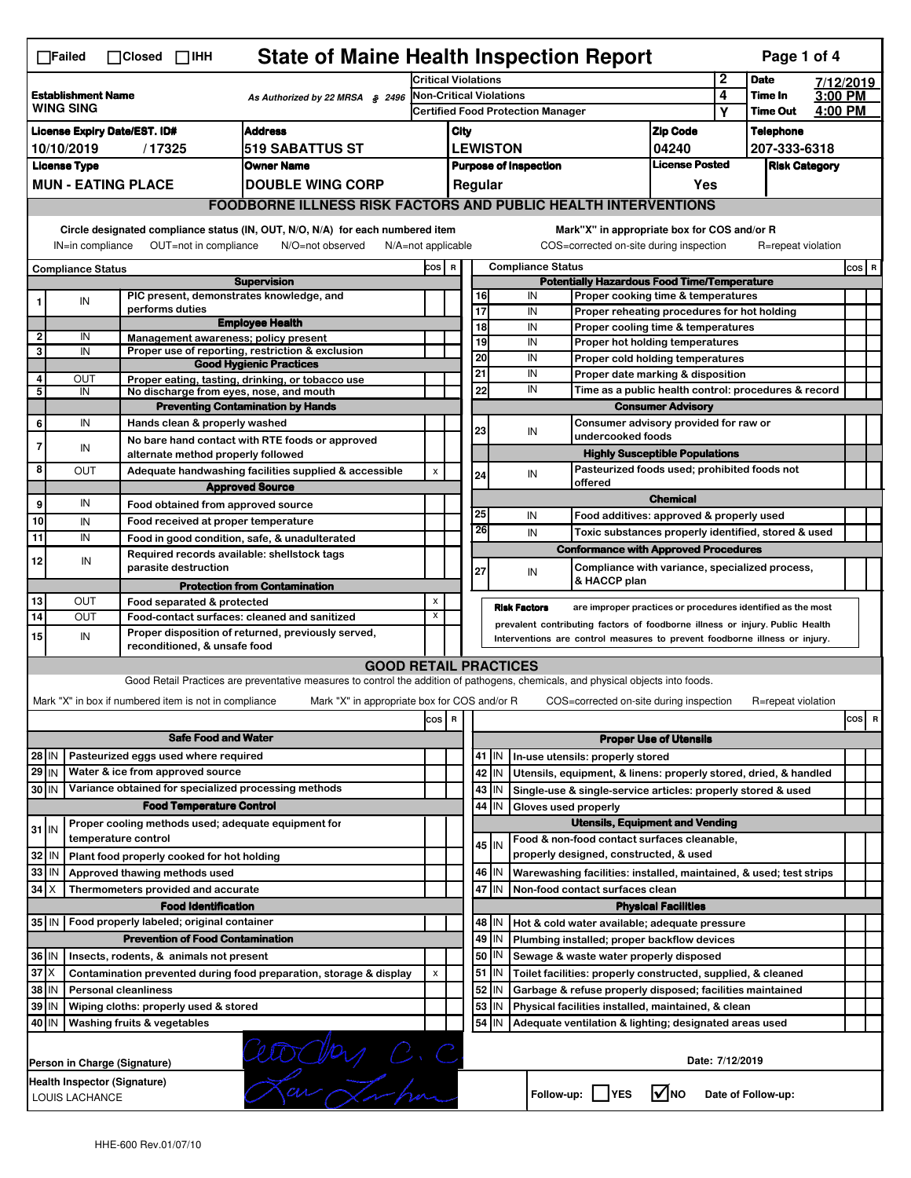☐Failed ☐Closed ☐IHH

# State of Maine Health Inspection Report

**Establishment Name:** WING SING

As Authorized by 22 MRSA § 2496

| | | |
|---|---|---|
| Critical Violations | 2 | Date: 7/12/2019 |
| Non-Critical Violations | 4 | Time In: 3:00 PM |
| Certified Food Protection Manager | Y | Time Out: 4:00 PM |

| License Expiry Date/EST. ID# | Address | City | Zip Code | Telephone |
|---|---|---|---|---|
| 10/10/2019 / 17325 | 519 SABATTUS ST | LEWISTON | 04240 | 207-333-6318 |

| License Type | Owner Name | Purpose of Inspection | License Posted | Risk Category |
|---|---|---|---|---|
| MUN - EATING PLACE | DOUBLE WING CORP | Regular | Yes | |

## FOODBORNE ILLNESS RISK FACTORS AND PUBLIC HEALTH INTERVENTIONS

Circle designated compliance status (IN, OUT, N/O, N/A) for each numbered item — IN=in compliance, OUT=not in compliance, N/O=not observed, N/A=not applicable

Mark "X" in appropriate box for COS and/or R — COS=corrected on-site during inspection, R=repeat violation

| # | Compliance Status | | COS | R |
|---|---|---|---|---|
| | | **Supervision** | | |
| 1 | IN | PIC present, demonstrates knowledge, and performs duties | | |
| | | **Employee Health** | | |
| 2 | IN | Management awareness; policy present | | |
| 3 | IN | Proper use of reporting, restriction & exclusion | | |
| | | **Good Hygienic Practices** | | |
| 4 | OUT | Proper eating, tasting, drinking, or tobacco use | | |
| 5 | IN | No discharge from eyes, nose, and mouth | | |
| | | **Preventing Contamination by Hands** | | |
| 6 | IN | Hands clean & properly washed | | |
| 7 | IN | No bare hand contact with RTE foods or approved alternate method properly followed | | |
| 8 | OUT | Adequate handwashing facilities supplied & accessible | x | |
| | | **Approved Source** | | |
| 9 | IN | Food obtained from approved source | | |
| 10 | IN | Food received at proper temperature | | |
| 11 | IN | Food in good condition, safe, & unadulterated | | |
| 12 | IN | Required records available: shellstock tags parasite destruction | | |
| | | **Protection from Contamination** | | |
| 13 | OUT | Food separated & protected | x | |
| 14 | OUT | Food-contact surfaces: cleaned and sanitized | x | |
| 15 | IN | Proper disposition of returned, previously served, reconditioned, & unsafe food | | |
| | | **Potentially Hazardous Food Time/Temperature** | | |
| 16 | IN | Proper cooking time & temperatures | | |
| 17 | IN | Proper reheating procedures for hot holding | | |
| 18 | IN | Proper cooling time & temperatures | | |
| 19 | IN | Proper hot holding temperatures | | |
| 20 | IN | Proper cold holding temperatures | | |
| 21 | IN | Proper date marking & disposition | | |
| 22 | IN | Time as a public health control: procedures & record | | |
| | | **Consumer Advisory** | | |
| 23 | IN | Consumer advisory provided for raw or undercooked foods | | |
| | | **Highly Susceptible Populations** | | |
| 24 | IN | Pasteurized foods used; prohibited foods not offered | | |
| | | **Chemical** | | |
| 25 | IN | Food additives: approved & properly used | | |
| 26 | IN | Toxic substances properly identified, stored & used | | |
| | | **Conformance with Approved Procedures** | | |
| 27 | IN | Compliance with variance, specialized process, & HACCP plan | | |

**Risk Factors** are improper practices or procedures identified as the most prevalent contributing factors of foodborne illness or injury. Public Health Interventions are control measures to prevent foodborne illness or injury.

## GOOD RETAIL PRACTICES

Good Retail Practices are preventative measures to control the addition of pathogens, chemicals, and physical objects into foods.

Mark "X" in box if numbered item is not in compliance — Mark "X" in appropriate box for COS and/or R — COS=corrected on-site during inspection, R=repeat violation

| # | | | COS | R |
|---|---|---|---|---|
| | | **Safe Food and Water** | | |
| 28 | IN | Pasteurized eggs used where required | | |
| 29 | IN | Water & ice from approved source | | |
| 30 | IN | Variance obtained for specialized processing methods | | |
| | | **Food Temperature Control** | | |
| 31 | IN | Proper cooling methods used; adequate equipment for temperature control | | |
| 32 | IN | Plant food properly cooked for hot holding | | |
| 33 | IN | Approved thawing methods used | | |
| 34 | X | Thermometers provided and accurate | | |
| | | **Food Identification** | | |
| 35 | IN | Food properly labeled; original container | | |
| | | **Prevention of Food Contamination** | | |
| 36 | IN | Insects, rodents, & animals not present | | |
| 37 | X | Contamination prevented during food preparation, storage & display | x | |
| 38 | IN | Personal cleanliness | | |
| 39 | IN | Wiping cloths: properly used & stored | | |
| 40 | IN | Washing fruits & vegetables | | |
| | | **Proper Use of Utensils** | | |
| 41 | IN | In-use utensils: properly stored | | |
| 42 | IN | Utensils, equipment, & linens: properly stored, dried, & handled | | |
| 43 | IN | Single-use & single-service articles: properly stored & used | | |
| 44 | IN | Gloves used properly | | |
| | | **Utensils, Equipment and Vending** | | |
| 45 | IN | Food & non-food contact surfaces cleanable, properly designed, constructed, & used | | |
| 46 | IN | Warewashing facilities: installed, maintained, & used; test strips | | |
| 47 | IN | Non-food contact surfaces clean | | |
| | | **Physical Facilities** | | |
| 48 | IN | Hot & cold water available; adequate pressure | | |
| 49 | IN | Plumbing installed; proper backflow devices | | |
| 50 | IN | Sewage & waste water properly disposed | | |
| 51 | IN | Toilet facilities: properly constructed, supplied, & cleaned | | |
| 52 | IN | Garbage & refuse properly disposed; facilities maintained | | |
| 53 | IN | Physical facilities installed, maintained, & clean | | |
| 54 | IN | Adequate ventilation & lighting; designated areas used | | |

Person in Charge (Signature): [signature]

Date: 7/12/2019

Health Inspector (Signature): [signature]
LOUIS LACHANCE

Follow-up: ☐ YES ☑ NO   Date of Follow-up:

HHE-600 Rev.01/07/10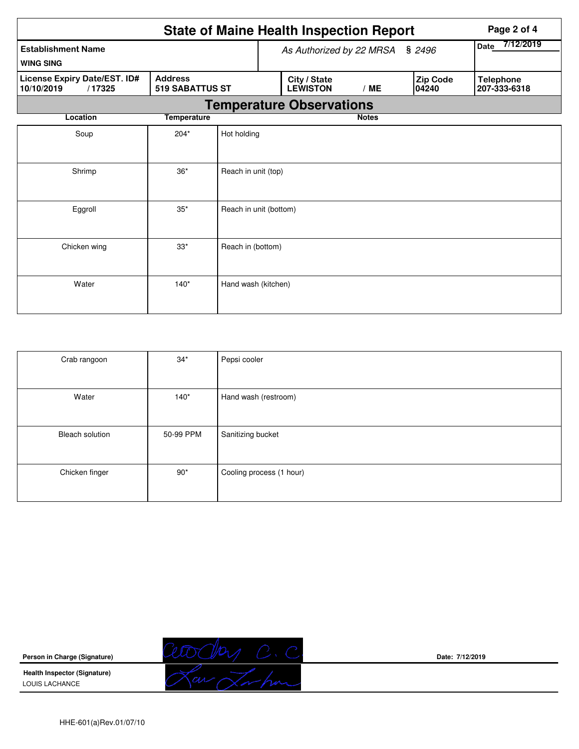# State of Maine Health Inspection Report

*As Authorized by 22 MRSA § 2496*

| Establishment Name | Date |
|---|---|
| WING SING | 7/12/2019 |

| License Expiry Date/EST. ID# | Address | City / State | Zip Code | Telephone |
|---|---|---|---|---|
| 10/10/2019 / 17325 | 519 SABATTUS ST | LEWISTON / ME | 04240 | 207-333-6318 |

## Temperature Observations

| Location | Temperature | Notes |
|---|---|---|
| Soup | 204* | Hot holding |
| Shrimp | 36* | Reach in unit (top) |
| Eggroll | 35* | Reach in unit (bottom) |
| Chicken wing | 33* | Reach in (bottom) |
| Water | 140* | Hand wash (kitchen) |
| Crab rangoon | 34* | Pepsi cooler |
| Water | 140* | Hand wash (restroom) |
| Bleach solution | 50-99 PPM | Sanitizing bucket |
| Chicken finger | 90* | Cooling process (1 hour) |

**Person in Charge (Signature)** Date: 7/12/2019

**Health Inspector (Signature)**
LOUIS LACHANCE

HHE-601(a)Rev.01/07/10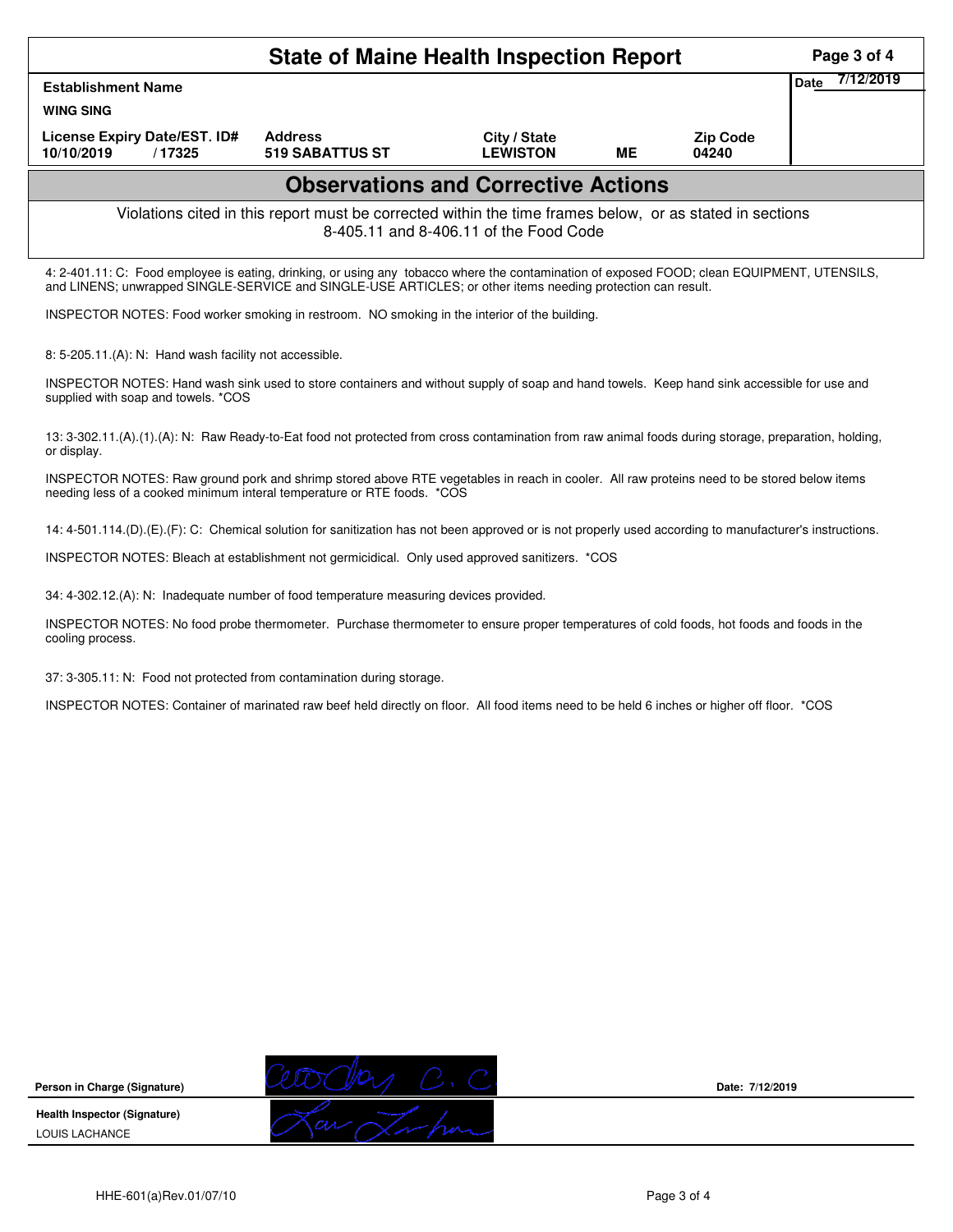# State of Maine Health Inspection Report

| Establishment Name | | | | | Date 7/12/2019 |
|---|---|---|---|---|---|
| WING SING | | | | | |
| License Expiry Date/EST. ID# | Address | City / State | | Zip Code | |
| 10/10/2019 / 17325 | 519 SABATTUS ST | LEWISTON | ME | 04240 | |

## Observations and Corrective Actions

Violations cited in this report must be corrected within the time frames below, or as stated in sections 8-405.11 and 8-406.11 of the Food Code

4: 2-401.11: C: Food employee is eating, drinking, or using any tobacco where the contamination of exposed FOOD; clean EQUIPMENT, UTENSILS, and LINENS; unwrapped SINGLE-SERVICE and SINGLE-USE ARTICLES; or other items needing protection can result.

INSPECTOR NOTES: Food worker smoking in restroom. NO smoking in the interior of the building.

8: 5-205.11.(A): N: Hand wash facility not accessible.

INSPECTOR NOTES: Hand wash sink used to store containers and without supply of soap and hand towels. Keep hand sink accessible for use and supplied with soap and towels. *COS

13: 3-302.11.(A).(1).(A): N: Raw Ready-to-Eat food not protected from cross contamination from raw animal foods during storage, preparation, holding, or display.

INSPECTOR NOTES: Raw ground pork and shrimp stored above RTE vegetables in reach in cooler. All raw proteins need to be stored below items needing less of a cooked minimum interal temperature or RTE foods. *COS

14: 4-501.114.(D).(E).(F): C: Chemical solution for sanitization has not been approved or is not properly used according to manufacturer's instructions.

INSPECTOR NOTES: Bleach at establishment not germicidical. Only used approved sanitizers. *COS

34: 4-302.12.(A): N: Inadequate number of food temperature measuring devices provided.

INSPECTOR NOTES: No food probe thermometer. Purchase thermometer to ensure proper temperatures of cold foods, hot foods and foods in the cooling process.

37: 3-305.11: N: Food not protected from contamination during storage.

INSPECTOR NOTES: Container of marinated raw beef held directly on floor. All food items need to be held 6 inches or higher off floor. *COS

**Person in Charge (Signature)** [signature] Date: 7/12/2019

**Health Inspector (Signature)** [signature]

LOUIS LACHANCE

HHE-601(a)Rev.01/07/10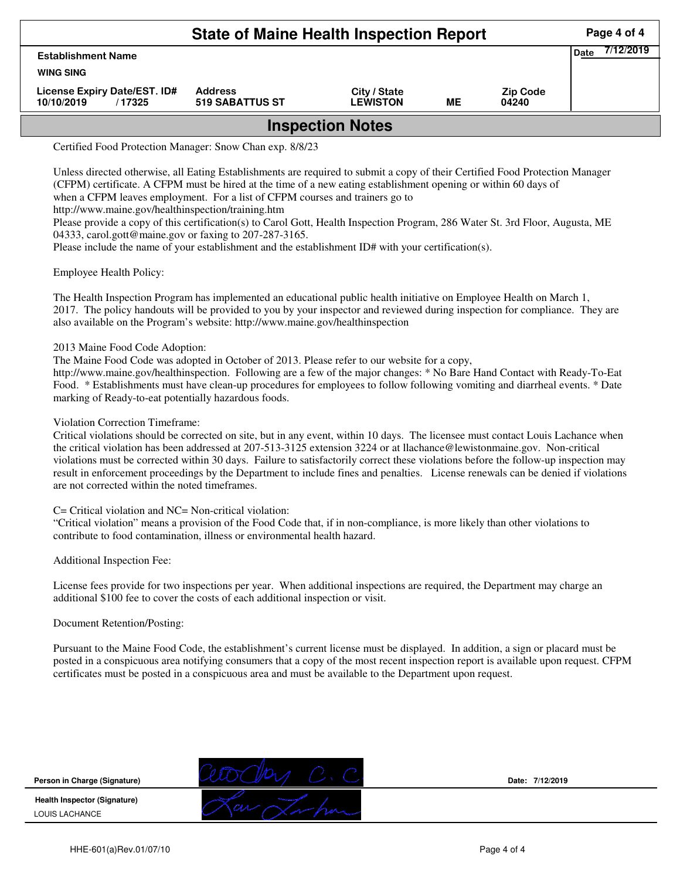# State of Maine Health Inspection Report

| Establishment Name | | | | | Date 7/12/2019 |
|---|---|---|---|---|---|
| WING SING | | | | | |
| License Expiry Date/EST. ID# | Address | City / State | | Zip Code | |
| 10/10/2019 / 17325 | 519 SABATTUS ST | LEWISTON | ME | 04240 | |

## Inspection Notes

Certified Food Protection Manager: Snow Chan exp. 8/8/23

Unless directed otherwise, all Eating Establishments are required to submit a copy of their Certified Food Protection Manager (CFPM) certificate. A CFPM must be hired at the time of a new eating establishment opening or within 60 days of when a CFPM leaves employment. For a list of CFPM courses and trainers go to http://www.maine.gov/healthinspection/training.htm
Please provide a copy of this certification(s) to Carol Gott, Health Inspection Program, 286 Water St. 3rd Floor, Augusta, ME 04333, carol.gott@maine.gov or faxing to 207-287-3165.
Please include the name of your establishment and the establishment ID# with your certification(s).

Employee Health Policy:

The Health Inspection Program has implemented an educational public health initiative on Employee Health on March 1, 2017. The policy handouts will be provided to you by your inspector and reviewed during inspection for compliance. They are also available on the Program's website: http://www.maine.gov/healthinspection

2013 Maine Food Code Adoption:
The Maine Food Code was adopted in October of 2013. Please refer to our website for a copy, http://www.maine.gov/healthinspection. Following are a few of the major changes: * No Bare Hand Contact with Ready-To-Eat Food. * Establishments must have clean-up procedures for employees to follow following vomiting and diarrheal events. * Date marking of Ready-to-eat potentially hazardous foods.

Violation Correction Timeframe:
Critical violations should be corrected on site, but in any event, within 10 days. The licensee must contact Louis Lachance when the critical violation has been addressed at 207-513-3125 extension 3224 or at llachance@lewistonmaine.gov. Non-critical violations must be corrected within 30 days. Failure to satisfactorily correct these violations before the follow-up inspection may result in enforcement proceedings by the Department to include fines and penalties. License renewals can be denied if violations are not corrected within the noted timeframes.

C= Critical violation and NC= Non-critical violation:
"Critical violation" means a provision of the Food Code that, if in non-compliance, is more likely than other violations to contribute to food contamination, illness or environmental health hazard.

Additional Inspection Fee:

License fees provide for two inspections per year. When additional inspections are required, the Department may charge an additional $100 fee to cover the costs of each additional inspection or visit.

Document Retention/Posting:

Pursuant to the Maine Food Code, the establishment's current license must be displayed. In addition, a sign or placard must be posted in a conspicuous area notifying consumers that a copy of the most recent inspection report is available upon request. CFPM certificates must be posted in a conspicuous area and must be available to the Department upon request.

**Person in Charge (Signature)** Date: 7/12/2019

**Health Inspector (Signature)**
LOUIS LACHANCE

HHE-601(a)Rev.01/07/10